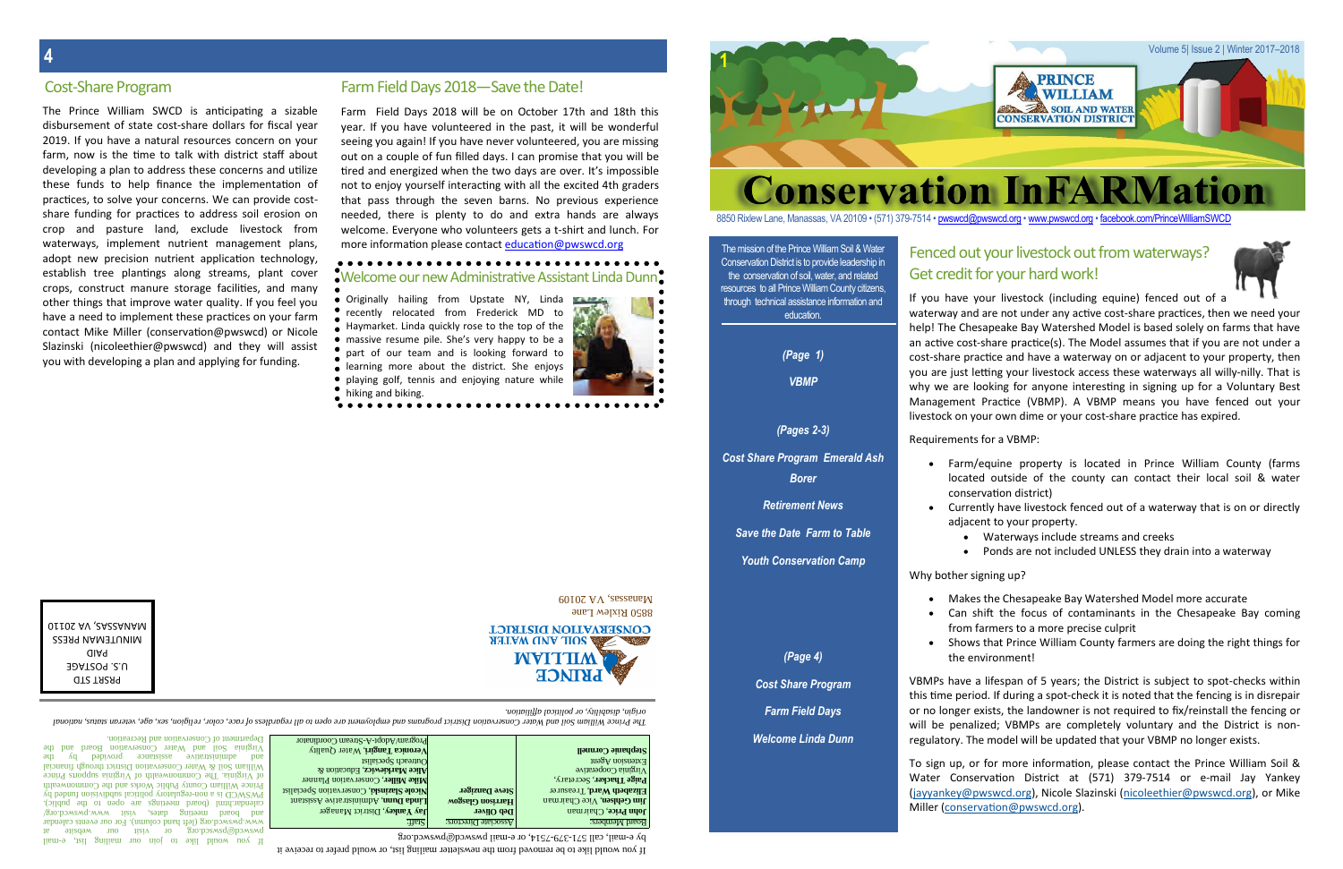## Cost-Share Program

The Prince William SWCD is anticipating a sizable disbursement of state cost-share dollars for fiscal year 2019. If you have a natural resources concern on your farm, now is the time to talk with district staff about developing a plan to address these concerns and utilize these funds to help finance the implementation of practices, to solve your concerns. We can provide cost-share funding for practices to address soil erosion on crop and pasture land, exclude livestock from waterways, implement nutrient management plans, adopt new precision nutrient application technology, establish tree plantings along streams, plant cover crops, construct manure storage facilities, and many other things that improve water quality. If you feel you have a need to implement these practices on your farm contact Mike Miller (conservation@pwswcd) or Nicole Slazinski (nicoleethier@pwswcd) and they will assist you with developing a plan and applying for funding.

## Farm Field Days 2018—Save the Date!

Farm Field Days 2018 will be on October 17th and 18th this year. If you have volunteered in the past, it will be wonderful seeing you again! If you have never volunteered, you are missing out on a couple of fun filled days. I can promise that you will be tired and energized when the two days are over. It's impossible not to enjoy yourself interacting with all the excited 4th graders that pass through the seven barns. No previous experience needed, there is plenty to do and extra hands are always welcome. Everyone who volunteers gets a t-shirt and lunch. For more information please contact education@pwswcd.org

## Welcome our new Administrative Assistant Linda Dunn

Originally hailing from Upstate NY, Linda recently relocated from Frederick MD to Haymarket. Linda quickly rose to the top of the massive resume pile. She's very happy to be a part of our team and is looking forward to learning more about the district. She enjoys playing golf, tennis and enjoying nature while hiking and biking.

If you would like to be removed from the newsletter mailing list, or would prefer to receive it by e-mail, call 571-379-7514, or e-mail pwswcd@pwswcd.org

| Board Members: | Associate Directors: | Staff: |
|---|---|---|
| **John Price**, Chairman | **Deb Oliver** | **Jay Yankey**, District Manager |
| **Jim Gehlsen**, Vice Chairman | **Harrison Glasgow** | **Linda Dunn**, Administrative Assistant |
| **Elizabeth Ward**, Treasurer | **Steve Danziger** | **Nicole Slazinski**, Conservation Specialist |
| **Paige Thacker**, Secretary, Virginia Cooperative Extension Agent | | **Mike Miller**, Conservation Planner |
| **Stephanie Cornell** | | **Alice Markiewicz**, Education & Outreach Specialist |
| | | **Veronica Tangiri**, Water Quality Program/Adopt-A-Stream Coordinator |

If you would like to join our mailing list, e-mail pwswcd@pswcd.org or visit our website at www.pwswcd.org (left hand column). For our events calendar and board meeting dates, visit www.pwswcd.org/calendar.html (board meetings are open to the public). PWSWCD is a non-regulatory political subdivision funded by Prince William County Public Works and the Commonwealth of Virginia. The Commonwealth of Virginia supports Prince William Soil & Water Conservation District through financial and administrative assistance provided by the Virginia Soil and Water Conservation Board and the Department of Conservation and Recreation.

*The Prince William Soil and Water Conservation District programs and employment are open to all regardless of race, color, religion, sex, age, veteran status, national origin, disability, or political affiliation.*

PRINCE WILLIAM SOIL AND WATER CONSERVATION DISTRICT
8850 Rixlew Lane
Manassas, VA 20109

PRSRT STD
U.S. POSTAGE
PAID
MINUTEMAN PRESS
MANASSAS, VA 20110

Volume 5| Issue 2 | Winter 2017–2018

PRINCE WILLIAM SOIL AND WATER CONSERVATION DISTRICT

# Conservation InFARMation

8850 Rixlew Lane, Manassas, VA 20109 • (571) 379-7514 • pwswcd@pwswcd.org • www.pwswcd.org • facebook.com/PrinceWilliamSWCD

The mission of the Prince William Soil & Water Conservation District is to provide leadership in the conservation of soil, water, and related resources to all Prince William County citizens, through technical assistance information and education.

*(Page 1)*

*VBMP*

*(Pages 2-3)*

*Cost Share Program Emerald Ash Borer*

*Retirement News*

*Save the Date Farm to Table*

*Youth Conservation Camp*

*(Page 4)*

*Cost Share Program*

*Farm Field Days*

*Welcome Linda Dunn*

## Fenced out your livestock out from waterways? Get credit for your hard work!

If you have your livestock (including equine) fenced out of a waterway and are not under any active cost-share practices, then we need your help! The Chesapeake Bay Watershed Model is based solely on farms that have an active cost-share practice(s). The Model assumes that if you are not under a cost-share practice and have a waterway on or adjacent to your property, then you are just letting your livestock access these waterways all willy-nilly. That is why we are looking for anyone interesting in signing up for a Voluntary Best Management Practice (VBMP). A VBMP means you have fenced out your livestock on your own dime or your cost-share practice has expired.

Requirements for a VBMP:

- Farm/equine property is located in Prince William County (farms located outside of the county can contact their local soil & water conservation district)
- Currently have livestock fenced out of a waterway that is on or directly adjacent to your property.
  - Waterways include streams and creeks
  - Ponds are not included UNLESS they drain into a waterway

Why bother signing up?

- Makes the Chesapeake Bay Watershed Model more accurate
- Can shift the focus of contaminants in the Chesapeake Bay coming from farmers to a more precise culprit
- Shows that Prince William County farmers are doing the right things for the environment!

VBMPs have a lifespan of 5 years; the District is subject to spot-checks within this time period. If during a spot-check it is noted that the fencing is in disrepair or no longer exists, the landowner is not required to fix/reinstall the fencing or will be penalized; VBMPs are completely voluntary and the District is non-regulatory. The model will be updated that your VBMP no longer exists.

To sign up, or for more information, please contact the Prince William Soil & Water Conservation District at (571) 379-7514 or e-mail Jay Yankey (jayyankey@pwswcd.org), Nicole Slazinski (nicoleethier@pwswcd.org), or Mike Miller (conservation@pwswcd.org).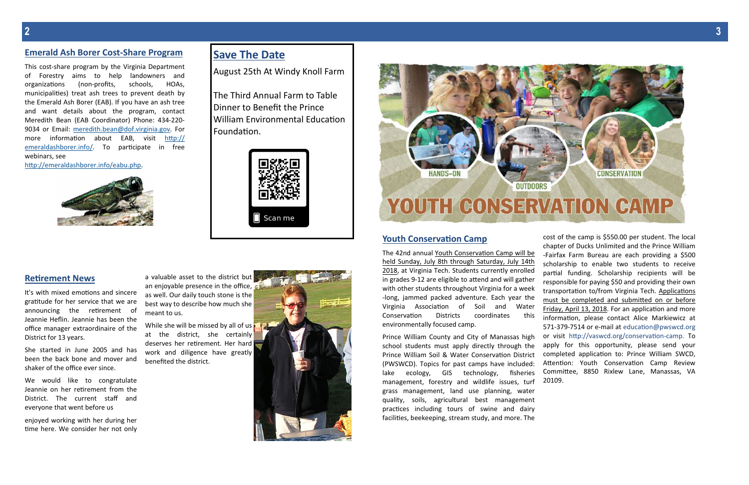## Emerald Ash Borer Cost-Share Program

This cost-share program by the Virginia Department of Forestry aims to help landowners and organizations (non-profits, schools, HOAs, municipalities) treat ash trees to prevent death by the Emerald Ash Borer (EAB). If you have an ash tree and want details about the program, contact Meredith Bean (EAB Coordinator) Phone: 434-220-9034 or Email: meredith.bean@dof.virginia.gov. For more information about EAB, visit http://emeraldashborer.info/. To participate in free webinars, see http://emeraldashborer.info/eabu.php.

## Save The Date

August 25th At Windy Knoll Farm

The Third Annual Farm to Table Dinner to Benefit the Prince William Environmental Education Foundation.

Scan me

## Retirement News

It's with mixed emotions and sincere gratitude for her service that we are announcing the retirement of Jeannie Heflin. Jeannie has been the office manager extraordinaire of the District for 13 years.

She started in June 2005 and has been the back bone and mover and shaker of the office ever since.

We would like to congratulate Jeannie on her retirement from the District. The current staff and everyone that went before us enjoyed working with her during her time here. We consider her not only a valuable asset to the district but an enjoyable presence in the office, as well. Our daily touch stone is the best way to describe how much she meant to us.

While she will be missed by all of us at the district, she certainly deserves her retirement. Her hard work and diligence have greatly benefited the district.

HANDS-ON

OUTDOORS

CONSERVATION

YOUTH CONSERVATION CAMP

## Youth Conservation Camp

The 42nd annual Youth Conservation Camp will be held Sunday, July 8th through Saturday, July 14th 2018, at Virginia Tech. Students currently enrolled in grades 9-12 are eligible to attend and will gather with other students throughout Virginia for a week-long, jammed packed adventure. Each year the Virginia Association of Soil and Water Conservation Districts coordinates this environmentally focused camp.

Prince William County and City of Manassas high school students must apply directly through the Prince William Soil & Water Conservation District (PWSWCD). Topics for past camps have included: lake ecology, GIS technology, fisheries management, forestry and wildlife issues, turf grass management, land use planning, water quality, soils, agricultural best management practices including tours of swine and dairy facilities, beekeeping, stream study, and more. The cost of the camp is $550.00 per student. The local chapter of Ducks Unlimited and the Prince William-Fairfax Farm Bureau are each providing a $500 scholarship to enable two students to receive partial funding. Scholarship recipients will be responsible for paying $50 and providing their own transportation to/from Virginia Tech. Applications must be completed and submitted on or before Friday, April 13, 2018. For an application and more information, please contact Alice Markiewicz at 571-379-7514 or e-mail at education@pwswcd.org or visit http://vaswcd.org/conservation-camp. To apply for this opportunity, please send your completed application to: Prince William SWCD, Attention: Youth Conservation Camp Review Committee, 8850 Rixlew Lane, Manassas, VA 20109.